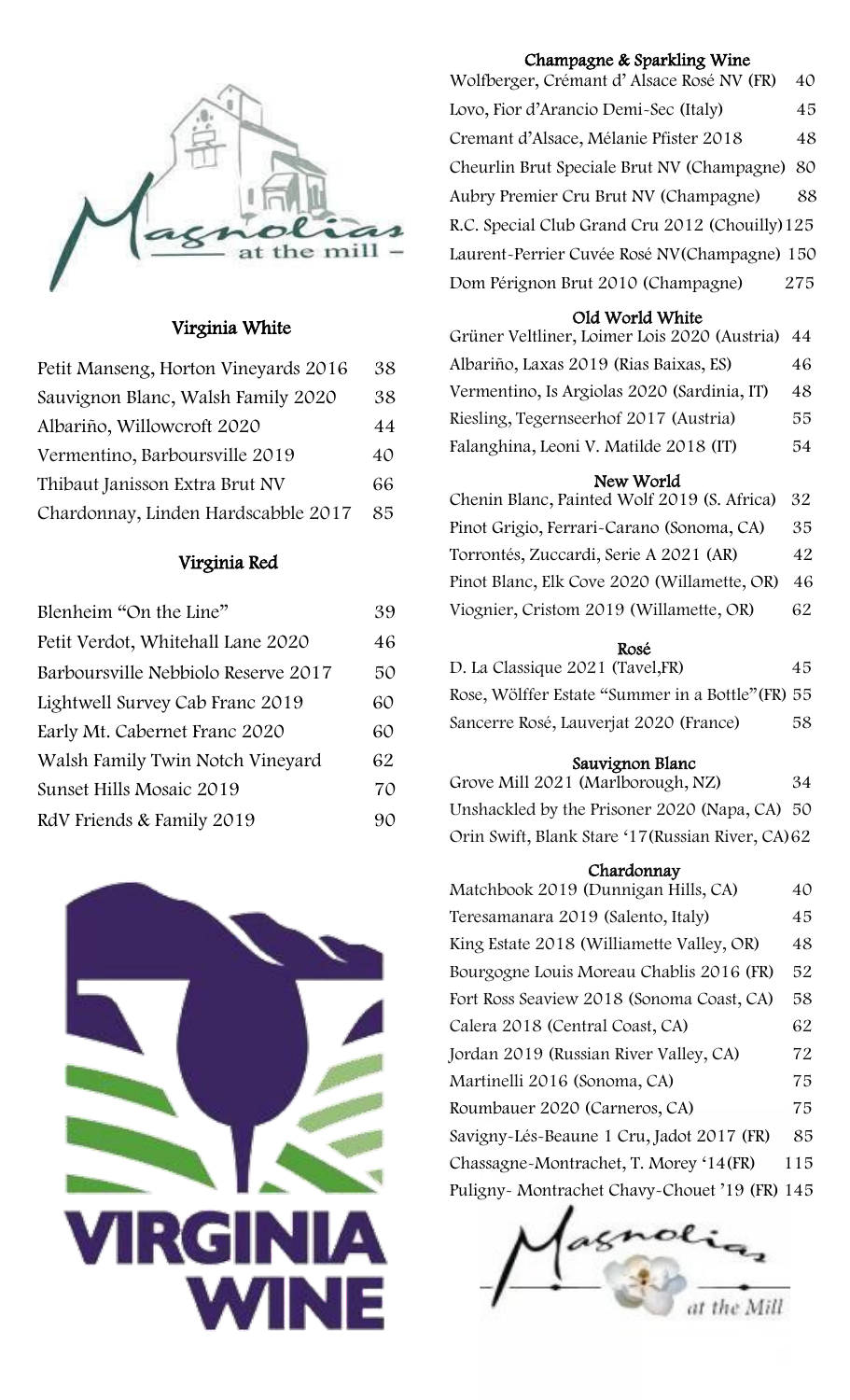## Virginia White

| Wine | Price |
| --- | --- |
| Petit Manseng, Horton Vineyards 2016 | 38 |
| Sauvignon Blanc, Walsh Family 2020 | 38 |
| Albariño, Willowcroft 2020 | 44 |
| Vermentino, Barboursville 2019 | 40 |
| Thibaut Janisson Extra Brut NV | 66 |
| Chardonnay, Linden Hardscabble 2017 | 85 |

## Virginia Red

| Wine | Price |
| --- | --- |
| Blenheim "On the Line" | 39 |
| Petit Verdot, Whitehall Lane 2020 | 46 |
| Barboursville Nebbiolo Reserve 2017 | 50 |
| Lightwell Survey Cab Franc 2019 | 60 |
| Early Mt. Cabernet Franc 2020 | 60 |
| Walsh Family Twin Notch Vineyard | 62 |
| Sunset Hills Mosaic 2019 | 70 |
| RdV Friends & Family 2019 | 90 |

## Champagne & Sparkling Wine

| Wine | Price |
| --- | --- |
| Wolfberger, Crémant d' Alsace Rosé NV (FR) | 40 |
| Lovo, Fior d'Arancio Demi-Sec (Italy) | 45 |
| Cremant d'Alsace, Mélanie Pfister 2018 | 48 |
| Cheurlin Brut Speciale Brut NV (Champagne) | 80 |
| Aubry Premier Cru Brut NV (Champagne) | 88 |
| R.C. Special Club Grand Cru 2012 (Chouilly) | 125 |
| Laurent-Perrier Cuvée Rosé NV(Champagne) | 150 |
| Dom Pérignon Brut 2010 (Champagne) | 275 |

## Old World White

| Wine | Price |
| --- | --- |
| Grüner Veltliner, Loimer Lois 2020 (Austria) | 44 |
| Albariño, Laxas 2019 (Rias Baixas, ES) | 46 |
| Vermentino, Is Argiolas 2020 (Sardinia, IT) | 48 |
| Riesling, Tegernseerhof 2017 (Austria) | 55 |
| Falanghina, Leoni V. Matilde 2018 (IT) | 54 |

## New World

| Wine | Price |
| --- | --- |
| Chenin Blanc, Painted Wolf 2019 (S. Africa) | 32 |
| Pinot Grigio, Ferrari-Carano (Sonoma, CA) | 35 |
| Torrontés, Zuccardi, Serie A 2021 (AR) | 42 |
| Pinot Blanc, Elk Cove 2020 (Willamette, OR) | 46 |
| Viognier, Cristom 2019 (Willamette, OR) | 62 |

## Rosé

| Wine | Price |
| --- | --- |
| D. La Classique 2021 (Tavel,FR) | 45 |
| Rose, Wölffer Estate "Summer in a Bottle"(FR) | 55 |
| Sancerre Rosé, Lauverjat 2020 (France) | 58 |

## Sauvignon Blanc

| Wine | Price |
| --- | --- |
| Grove Mill 2021 (Marlborough, NZ) | 34 |
| Unshackled by the Prisoner 2020 (Napa, CA) | 50 |
| Orin Swift, Blank Stare '17(Russian River, CA) | 62 |

## Chardonnay

| Wine | Price |
| --- | --- |
| Matchbook 2019 (Dunnigan Hills, CA) | 40 |
| Teresamanara 2019 (Salento, Italy) | 45 |
| King Estate 2018 (Williamette Valley, OR) | 48 |
| Bourgogne Louis Moreau Chablis 2016 (FR) | 52 |
| Fort Ross Seaview 2018 (Sonoma Coast, CA) | 58 |
| Calera 2018 (Central Coast, CA) | 62 |
| Jordan 2019 (Russian River Valley, CA) | 72 |
| Martinelli 2016 (Sonoma, CA) | 75 |
| Roumbauer 2020 (Carneros, CA) | 75 |
| Savigny-Lés-Beaune 1 Cru, Jadot 2017 (FR) | 85 |
| Chassagne-Montrachet, T. Morey '14(FR) | 115 |
| Puligny- Montrachet Chavy-Chouet '19 (FR) | 145 |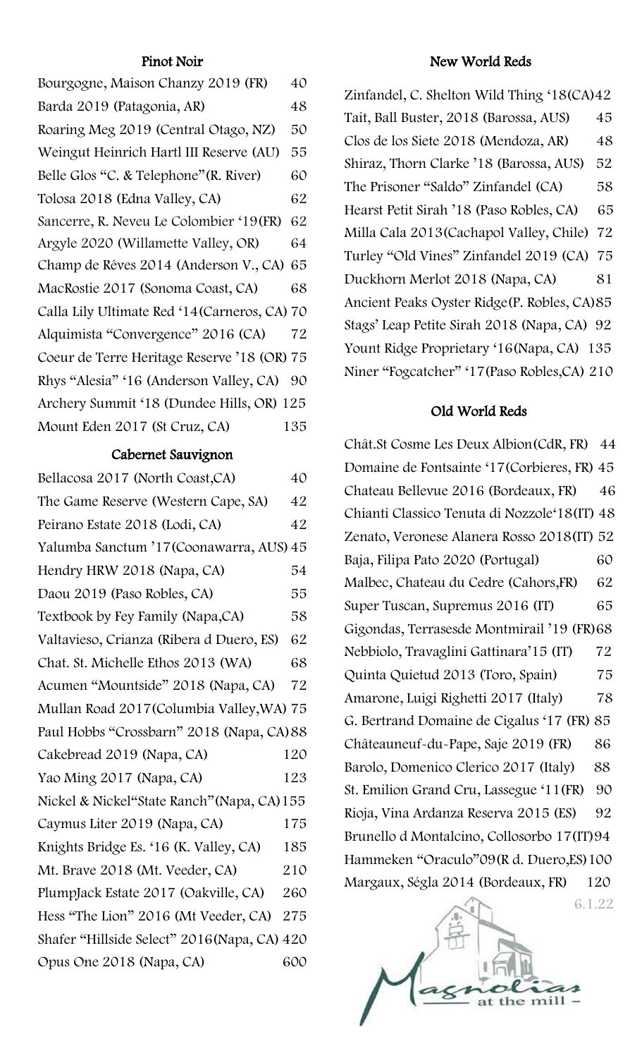## Pinot Noir

| | |
|---|---|
| Bourgogne, Maison Chanzy 2019 (FR) | 40 |
| Barda 2019 (Patagonia, AR) | 48 |
| Roaring Meg 2019 (Central Otago, NZ) | 50 |
| Weingut Heinrich Hartl III Reserve (AU) | 55 |
| Belle Glos "C. & Telephone"(R. River) | 60 |
| Tolosa 2018 (Edna Valley, CA) | 62 |
| Sancerre, R. Neveu Le Colombier '19(FR) | 62 |
| Argyle 2020 (Willamette Valley, OR) | 64 |
| Champ de Rêves 2014 (Anderson V., CA) | 65 |
| MacRostie 2017 (Sonoma Coast, CA) | 68 |
| Calla Lily Ultimate Red '14(Carneros, CA) | 70 |
| Alquimista "Convergence" 2016 (CA) | 72 |
| Coeur de Terre Heritage Reserve '18 (OR) | 75 |
| Rhys "Alesia" '16 (Anderson Valley, CA) | 90 |
| Archery Summit '18 (Dundee Hills, OR) | 125 |
| Mount Eden 2017 (St Cruz, CA) | 135 |

## Cabernet Sauvignon

| | |
|---|---|
| Bellacosa 2017 (North Coast,CA) | 40 |
| The Game Reserve (Western Cape, SA) | 42 |
| Peirano Estate 2018 (Lodi, CA) | 42 |
| Yalumba Sanctum '17(Coonawarra, AUS) | 45 |
| Hendry HRW 2018 (Napa, CA) | 54 |
| Daou 2019 (Paso Robles, CA) | 55 |
| Textbook by Fey Family (Napa,CA) | 58 |
| Valtavieso, Crianza (Ribera d Duero, ES) | 62 |
| Chat. St. Michelle Ethos 2013 (WA) | 68 |
| Acumen "Mountside" 2018 (Napa, CA) | 72 |
| Mullan Road 2017(Columbia Valley,WA) | 75 |
| Paul Hobbs "Crossbarn" 2018 (Napa, CA) | 88 |
| Cakebread 2019 (Napa, CA) | 120 |
| Yao Ming 2017 (Napa, CA) | 123 |
| Nickel & Nickel"State Ranch"(Napa, CA) | 155 |
| Caymus Liter 2019 (Napa, CA) | 175 |
| Knights Bridge Es. '16 (K. Valley, CA) | 185 |
| Mt. Brave 2018 (Mt. Veeder, CA) | 210 |
| PlumpJack Estate 2017 (Oakville, CA) | 260 |
| Hess "The Lion" 2016 (Mt Veeder, CA) | 275 |
| Shafer "Hillside Select" 2016(Napa, CA) | 420 |
| Opus One 2018 (Napa, CA) | 600 |

## New World Reds

| | |
|---|---|
| Zinfandel, C. Shelton Wild Thing '18(CA) | 42 |
| Tait, Ball Buster, 2018 (Barossa, AUS) | 45 |
| Clos de los Siete 2018 (Mendoza, AR) | 48 |
| Shiraz, Thorn Clarke '18 (Barossa, AUS) | 52 |
| The Prisoner "Saldo" Zinfandel (CA) | 58 |
| Hearst Petit Sirah '18 (Paso Robles, CA) | 65 |
| Milla Cala 2013(Cachapol Valley, Chile) | 72 |
| Turley "Old Vines" Zinfandel 2019 (CA) | 75 |
| Duckhorn Merlot 2018 (Napa, CA) | 81 |
| Ancient Peaks Oyster Ridge(P. Robles, CA) | 85 |
| Stags' Leap Petite Sirah 2018 (Napa, CA) | 92 |
| Yount Ridge Proprietary '16(Napa, CA) | 135 |
| Niner "Fogcatcher" '17(Paso Robles,CA) | 210 |

## Old World Reds

| | |
|---|---|
| Chât.St Cosme Les Deux Albion(CdR, FR) | 44 |
| Domaine de Fontsainte '17(Corbieres, FR) | 45 |
| Chateau Bellevue 2016 (Bordeaux, FR) | 46 |
| Chianti Classico Tenuta di Nozzole'18(IT) | 48 |
| Zenato, Veronese Alanera Rosso 2018(IT) | 52 |
| Baja, Filipa Pato 2020 (Portugal) | 60 |
| Malbec, Chateau du Cedre (Cahors,FR) | 62 |
| Super Tuscan, Supremus 2016 (IT) | 65 |
| Gigondas, Terrasesde Montmirail '19 (FR) | 68 |
| Nebbiolo, Travaglini Gattinara'15 (IT) | 72 |
| Quinta Quietud 2013 (Toro, Spain) | 75 |
| Amarone, Luigi Righetti 2017 (Italy) | 78 |
| G. Bertrand Domaine de Cigalus '17 (FR) | 85 |
| Châteauneuf-du-Pape, Saje 2019 (FR) | 86 |
| Barolo, Domenico Clerico 2017 (Italy) | 88 |
| St. Emilion Grand Cru, Lassegue '11(FR) | 90 |
| Rioja, Vina Ardanza Reserva 2015 (ES) | 92 |
| Brunello d Montalcino, Collosorbo 17(IT) | 94 |
| Hammeken "Oraculo"09(R d. Duero,ES) | 100 |
| Margaux, Ségla 2014 (Bordeaux, FR) | 120 |

6.1.22

Magnolias at the mill